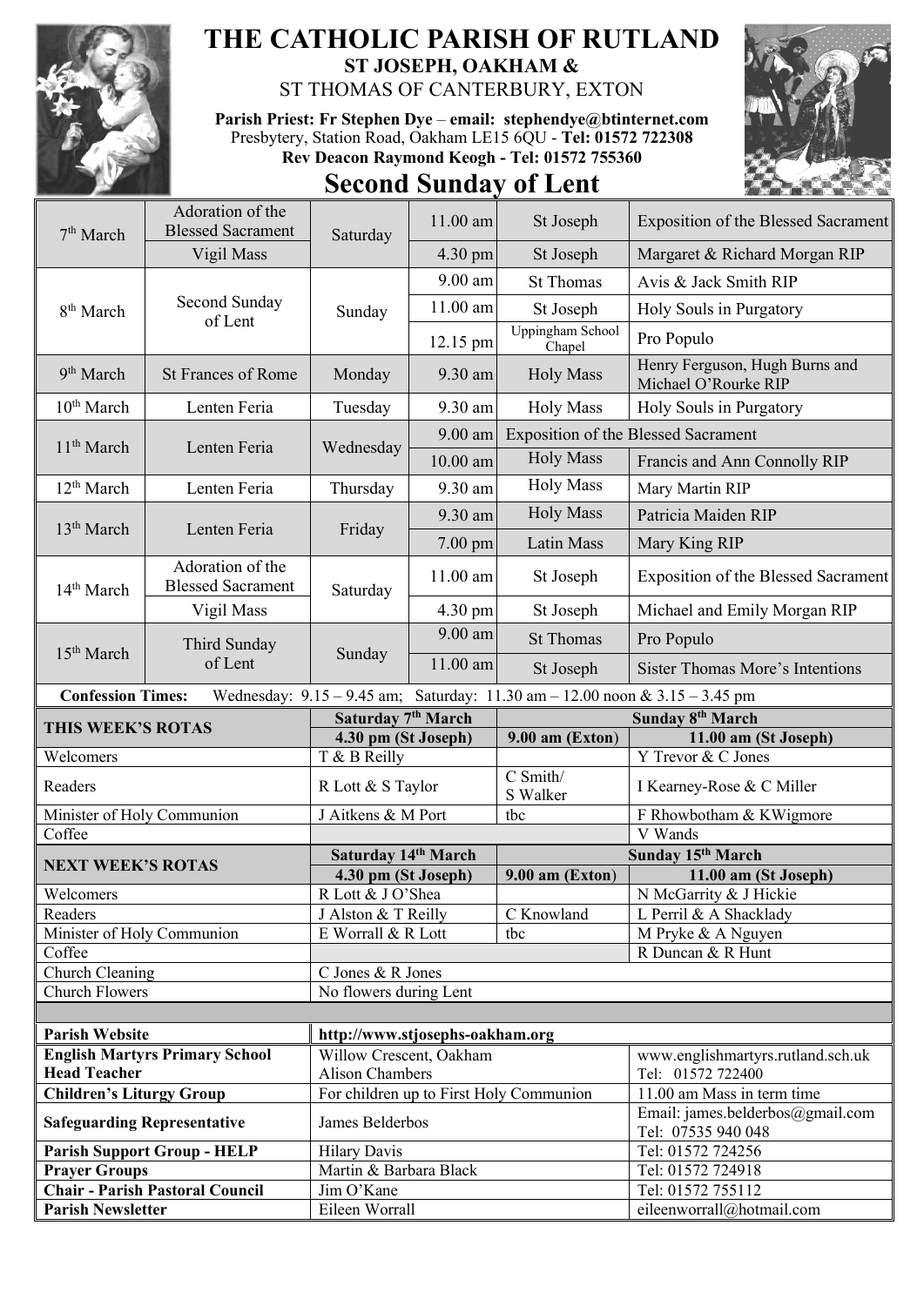# THE CATHOLIC PARISH OF RUTLAND

**ST JOSEPH, OAKHAM &**

ST THOMAS OF CANTERBURY, EXTON

**Parish Priest: Fr Stephen Dye – email: stephendye@btinternet.com**

Presbytery, Station Road, Oakham LE15 6QU - **Tel: 01572 722308**

**Rev Deacon Raymond Keogh - Tel: 01572 755360**

## Second Sunday of Lent

| Date | Occasion | Day | Time | Place | Intention |
|---|---|---|---|---|---|
| 7th March | Adoration of the Blessed Sacrament | Saturday | 11.00 am | St Joseph | Exposition of the Blessed Sacrament |
| | Vigil Mass | | 4.30 pm | St Joseph | Margaret & Richard Morgan RIP |
| 8th March | Second Sunday of Lent | Sunday | 9.00 am | St Thomas | Avis & Jack Smith RIP |
| | | | 11.00 am | St Joseph | Holy Souls in Purgatory |
| | | | 12.15 pm | Uppingham School Chapel | Pro Populo |
| 9th March | St Frances of Rome | Monday | 9.30 am | Holy Mass | Henry Ferguson, Hugh Burns and Michael O'Rourke RIP |
| 10th March | Lenten Feria | Tuesday | 9.30 am | Holy Mass | Holy Souls in Purgatory |
| 11th March | Lenten Feria | Wednesday | 9.00 am | Exposition of the Blessed Sacrament | |
| | | | 10.00 am | Holy Mass | Francis and Ann Connolly RIP |
| 12th March | Lenten Feria | Thursday | 9.30 am | Holy Mass | Mary Martin RIP |
| 13th March | Lenten Feria | Friday | 9.30 am | Holy Mass | Patricia Maiden RIP |
| | | | 7.00 pm | Latin Mass | Mary King RIP |
| 14th March | Adoration of the Blessed Sacrament | Saturday | 11.00 am | St Joseph | Exposition of the Blessed Sacrament |
| | Vigil Mass | | 4.30 pm | St Joseph | Michael and Emily Morgan RIP |
| 15th March | Third Sunday of Lent | Sunday | 9.00 am | St Thomas | Pro Populo |
| | | | 11.00 am | St Joseph | Sister Thomas More's Intentions |

**Confession Times:** Wednesday: 9.15 – 9.45 am; Saturday: 11.30 am – 12.00 noon & 3.15 – 3.45 pm

| THIS WEEK'S ROTAS | Saturday 7th March 4.30 pm (St Joseph) | Sunday 8th March 9.00 am (Exton) | Sunday 8th March 11.00 am (St Joseph) |
|---|---|---|---|
| Welcomers | T & B Reilly | | Y Trevor & C Jones |
| Readers | R Lott & S Taylor | C Smith/ S Walker | I Kearney-Rose & C Miller |
| Minister of Holy Communion | J Aitkens & M Port | tbc | F Rhowbotham & KWigmore |
| Coffee | | | V Wands |

| NEXT WEEK'S ROTAS | Saturday 14th March 4.30 pm (St Joseph) | Sunday 15th March 9.00 am (Exton) | Sunday 15th March 11.00 am (St Joseph) |
|---|---|---|---|
| Welcomers | R Lott & J O'Shea | | N McGarrity & J Hickie |
| Readers | J Alston & T Reilly | C Knowland | L Perril & A Shacklady |
| Minister of Holy Communion | E Worrall & R Lott | tbc | M Pryke & A Nguyen |
| Coffee | | | R Duncan & R Hunt |
| Church Cleaning | C Jones & R Jones | | |
| Church Flowers | No flowers during Lent | | |

| | | |
|---|---|---|
| **Parish Website** | **http://www.stjosephs-oakham.org** | |
| **English Martyrs Primary School Head Teacher** | Willow Crescent, Oakham Alison Chambers | www.englishmartyrs.rutland.sch.uk Tel: 01572 722400 |
| **Children's Liturgy Group** | For children up to First Holy Communion | 11.00 am Mass in term time |
| **Safeguarding Representative** | James Belderbos | Email: james.belderbos@gmail.com Tel: 07535 940 048 |
| **Parish Support Group - HELP** | Hilary Davis | Tel: 01572 724256 |
| **Prayer Groups** | Martin & Barbara Black | Tel: 01572 724918 |
| **Chair - Parish Pastoral Council** | Jim O'Kane | Tel: 01572 755112 |
| **Parish Newsletter** | Eileen Worrall | eileenworrall@hotmail.com |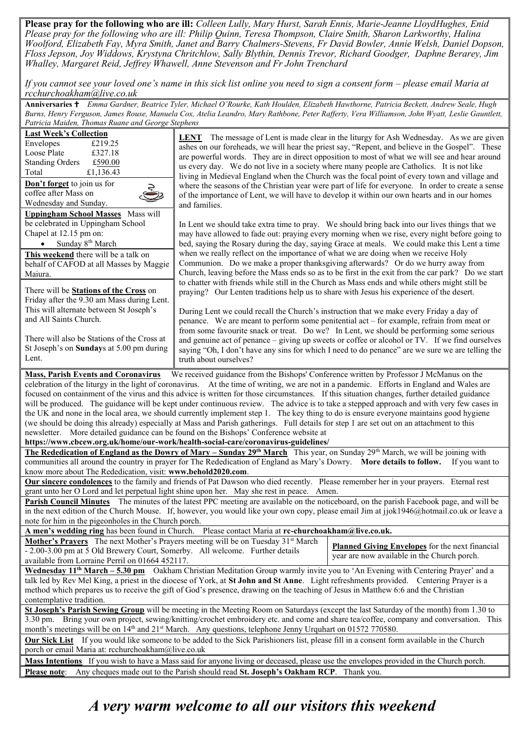**Please pray for the following who are ill:** *Colleen Lully, Mary Hurst, Sarah Ennis, Marie-Jeanne LloydHughes, Enid Please pray for the following who are ill: Philip Quinn, Teresa Thompson, Claire Smith, Sharon Larkworthy, Halina Woolford, Elizabeth Fay, Myra Smith, Janet and Barry Chalmers-Stevens, Fr David Bowler, Annie Welsh, Daniel Dopson, Floss Jepson, Joy Widdows, Krystyna Chritchlow, Sally Blythin, Dennis Trevor, Richard Goodger, Daphne Berarey, Jim Whalley, Margaret Reid, Jeffrey Whawell, Anne Stevenson and Fr John Trenchard*

*If you cannot see your loved one's name in this sick list online you need to sign a consent form – please email Maria at rcchurchoakham@live.co.uk*

**Anniversaries ✝** *Emma Gardner, Beatrice Tyler, Michael O'Rourke, Kath Houlden, Elizabeth Hawthorne, Patricia Beckett, Andrew Seale, Hugh Burns, Henry Ferguson, James Rouse, Manuela Cox, Atelia Leandro, Mary Rathbone, Peter Rafferty, Vera Williamson, John Wyatt, Leslie Gauntlett, Patricia Maiden, Thomas Ruane and George Stephens*

**Last Week's Collection**

| | |
|---|---|
| Envelopes | £219.25 |
| Loose Plate | £327.18 |
| Standing Orders | £590.00 |
| Total | £1,136.43 |

**Don't forget** to join us for coffee after Mass on Wednesday and Sunday.

**Uppingham School Masses** Mass will be celebrated in Uppingham School Chapel at 12.15 pm on:

- Sunday 8th March

**This weekend** there will be a talk on behalf of CAFOD at all Masses by Maggie Maiura.

There will be **Stations of the Cross** on Friday after the 9.30 am Mass during Lent. This will alternate between St Joseph's and All Saints Church.

There will also be Stations of the Cross at St Joseph's on **Sunday**s at 5.00 pm during Lent.

**LENT** The message of Lent is made clear in the liturgy for Ash Wednesday. As we are given ashes on our foreheads, we will hear the priest say, "Repent, and believe in the Gospel". These are powerful words. They are in direct opposition to most of what we will see and hear around us every day. We do not live in a society where many people are Catholics. It is not like living in Medieval England when the Church was the focal point of every town and village and where the seasons of the Christian year were part of life for everyone. In order to create a sense of the importance of Lent, we will have to develop it within our own hearts and in our homes and families.

In Lent we should take extra time to pray. We should bring back into our lives things that we may have allowed to fade out: praying every morning when we rise, every night before going to bed, saying the Rosary during the day, saying Grace at meals. We could make this Lent a time when we really reflect on the importance of what we are doing when we receive Holy Communion. Do we make a proper thanksgiving afterwards? Or do we hurry away from Church, leaving before the Mass ends so as to be first in the exit from the car park? Do we start to chatter with friends while still in the Church as Mass ends and while others might still be praying? Our Lenten traditions help us to share with Jesus his experience of the desert.

During Lent we could recall the Church's instruction that we make every Friday a day of penance. We are meant to perform some penitential act – for example, refrain from meat or from some favourite snack or treat. Do we? In Lent, we should be performing some serious and genuine act of penance – giving up sweets or coffee or alcohol or TV. If we find ourselves saying "Oh, I don't have any sins for which I need to do penance" are we sure we are telling the truth about ourselves?

**Mass, Parish Events and Coronavirus** We received guidance from the Bishops' Conference written by Professor J McManus on the celebration of the liturgy in the light of coronavirus. At the time of writing, we are not in a pandemic. Efforts in England and Wales are focused on containment of the virus and this advice is written for those circumstances. If this situation changes, further detailed guidance will be produced. The guidance will be kept under continuous review. The advice is to take a stepped approach and with very few cases in the UK and none in the local area, we should currently implement step 1. The key thing to do is ensure everyone maintains good hygiene (we should be doing this already) especially at Mass and Parish gatherings. Full details for step 1 are set out on an attachment to this newsletter. More detailed guidance can be found on the Bishops' Conference website at **https://www.cbcew.org.uk/home/our-work/health-social-care/coronavirus-guidelines/**

**The Rededication of England as the Dowry of Mary – Sunday 29th March** This year, on Sunday 29th March, we will be joining with communities all around the country in prayer for The Rededication of England as Mary's Dowry. **More details to follow.** If you want to know more about The Rededication, visit: **www.behold2020.com**.

**Our sincere condolences** to the family and friends of Pat Dawson who died recently. Please remember her in your prayers. Eternal rest grant unto her O Lord and let perpetual light shine upon her. May she rest in peace. Amen.

**Parish Council Minutes** The minutes of the latest PPC meeting are available on the noticeboard, on the parish Facebook page, and will be in the next edition of the Church Mouse. If, however, you would like your own copy, please email Jim at jjok1946@hotmail.co.uk or leave a note for him in the pigeonholes in the Church porch.

**A men's wedding ring** has been found in Church. Please contact Maria at **rc-churchoakham@live.co.uk.**

**Mother's Prayers** The next Mother's Prayers meeting will be on Tuesday 31st March - 2.00-3.00 pm at 5 Old Brewery Court, Somerby. All welcome. Further details available from Lorraine Perril on 01664 452117.

**Planned Giving Envelopes** for the next financial year are now available in the Church porch.

**Wednesday 11th March – 5.30 pm** Oakham Christian Meditation Group warmly invite you to 'An Evening with Centering Prayer' and talk led by Rev Mel King, a priest in the diocese of York, at **St John and St Anne**. Light refreshments provided. Centering Prayer is a method which prepares us to receive the gift of God's presence, drawing on the teaching of Jesus in Matthew 6:6 and the Christian contemplative tradition.

**St Joseph's Parish Sewing Group** will be meeting in the Meeting Room on Saturdays (except the last Saturday of the month) from 1.30 to 3.30 pm. Bring your own project, sewing/knitting/crochet embroidery etc. and come and share tea/coffee, company and conversation. This month's meetings will be on 14th and 21st March. Any questions, telephone Jenny Urquhart on 01572 770580.

**Our Sick List** If you would like someone to be added to the Sick Parishioners list, please fill in a consent form available in the Church porch or email Maria at: rcchurchoakham@live.co.uk

**Mass Intentions** If you wish to have a Mass said for anyone living or deceased, please use the envelopes provided in the Church porch.

**Please note**: Any cheques made out to the Parish should read **St. Joseph's Oakham RCP**. Thank you.

## *A very warm welcome to all our visitors this weekend*